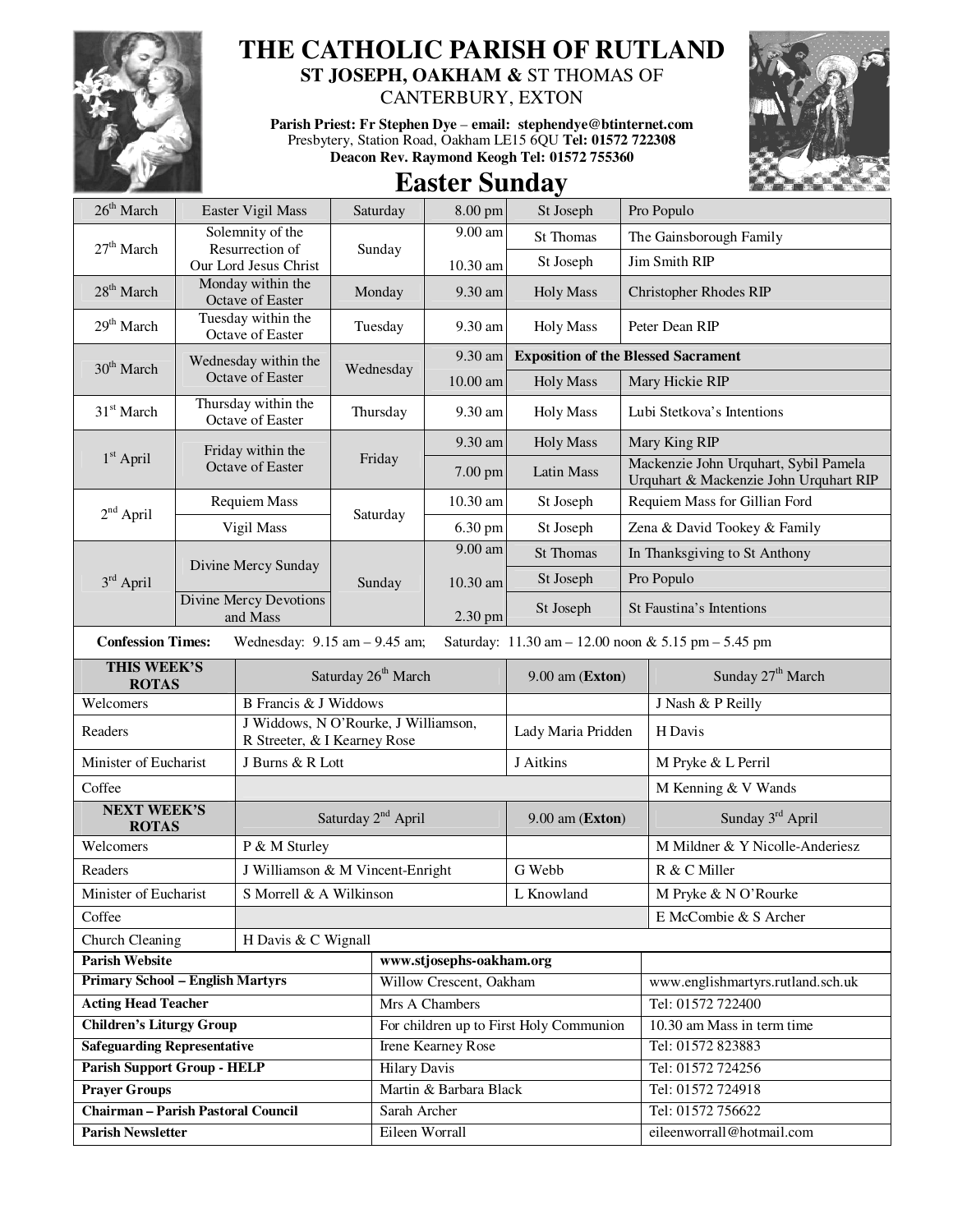# THE CATHOLIC PARISH OF RUTLAND

## ST JOSEPH, OAKHAM & ST THOMAS OF CANTERBURY, EXTON

**Parish Priest: Fr Stephen Dye – email: stephendye@btinternet.com**
Presbytery, Station Road, Oakham LE15 6QU **Tel: 01572 722308**
**Deacon Rev. Raymond Keogh Tel: 01572 755360**

## Easter Sunday

| Date | Day | | Time | Place | Intention |
|---|---|---|---|---|---|
| 26th March | Easter Vigil Mass | Saturday | 8.00 pm | St Joseph | Pro Populo |
| 27th March | Solemnity of the Resurrection of Our Lord Jesus Christ | Sunday | 9.00 am | St Thomas | The Gainsborough Family |
| | | | 10.30 am | St Joseph | Jim Smith RIP |
| 28th March | Monday within the Octave of Easter | Monday | 9.30 am | Holy Mass | Christopher Rhodes RIP |
| 29th March | Tuesday within the Octave of Easter | Tuesday | 9.30 am | Holy Mass | Peter Dean RIP |
| 30th March | Wednesday within the Octave of Easter | Wednesday | 9.30 am | **Exposition of the Blessed Sacrament** | |
| | | | 10.00 am | Holy Mass | Mary Hickie RIP |
| 31st March | Thursday within the Octave of Easter | Thursday | 9.30 am | Holy Mass | Lubi Stetkova's Intentions |
| 1st April | Friday within the Octave of Easter | Friday | 9.30 am | Holy Mass | Mary King RIP |
| | | | 7.00 pm | Latin Mass | Mackenzie John Urquhart, Sybil Pamela Urquhart & Mackenzie John Urquhart RIP |
| 2nd April | Requiem Mass | Saturday | 10.30 am | St Joseph | Requiem Mass for Gillian Ford |
| | Vigil Mass | | 6.30 pm | St Joseph | Zena & David Tookey & Family |
| 3rd April | Divine Mercy Sunday | Sunday | 9.00 am | St Thomas | In Thanksgiving to St Anthony |
| | | | 10.30 am | St Joseph | Pro Populo |
| | Divine Mercy Devotions and Mass | | 2.30 pm | St Joseph | St Faustina's Intentions |

**Confession Times:** Wednesday: 9.15 am – 9.45 am; Saturday: 11.30 am – 12.00 noon & 5.15 pm – 5.45 pm

| **THIS WEEK'S ROTAS** | Saturday 26th March | 9.00 am (**Exton**) | Sunday 27th March |
|---|---|---|---|
| Welcomers | B Francis & J Widdows | | J Nash & P Reilly |
| Readers | J Widdows, N O'Rourke, J Williamson, R Streeter, & I Kearney Rose | Lady Maria Pridden | H Davis |
| Minister of Eucharist | J Burns & R Lott | J Aitkins | M Pryke & L Perril |
| Coffee | | | M Kenning & V Wands |
| **NEXT WEEK'S ROTAS** | Saturday 2nd April | 9.00 am (**Exton**) | Sunday 3rd April |
| Welcomers | P & M Sturley | | M Mildner & Y Nicolle-Anderiesz |
| Readers | J Williamson & M Vincent-Enright | G Webb | R & C Miller |
| Minister of Eucharist | S Morrell & A Wilkinson | L Knowland | M Pryke & N O'Rourke |
| Coffee | | | E McCombie & S Archer |
| Church Cleaning | H Davis & C Wignall | | |

| | | |
|---|---|---|
| **Parish Website** | www.stjosephs-oakham.org | |
| **Primary School – English Martyrs** | Willow Crescent, Oakham | www.englishmartyrs.rutland.sch.uk |
| **Acting Head Teacher** | Mrs A Chambers | Tel: 01572 722400 |
| **Children's Liturgy Group** | For children up to First Holy Communion | 10.30 am Mass in term time |
| **Safeguarding Representative** | Irene Kearney Rose | Tel: 01572 823883 |
| **Parish Support Group - HELP** | Hilary Davis | Tel: 01572 724256 |
| **Prayer Groups** | Martin & Barbara Black | Tel: 01572 724918 |
| **Chairman – Parish Pastoral Council** | Sarah Archer | Tel: 01572 756622 |
| **Parish Newsletter** | Eileen Worrall | eileenworrall@hotmail.com |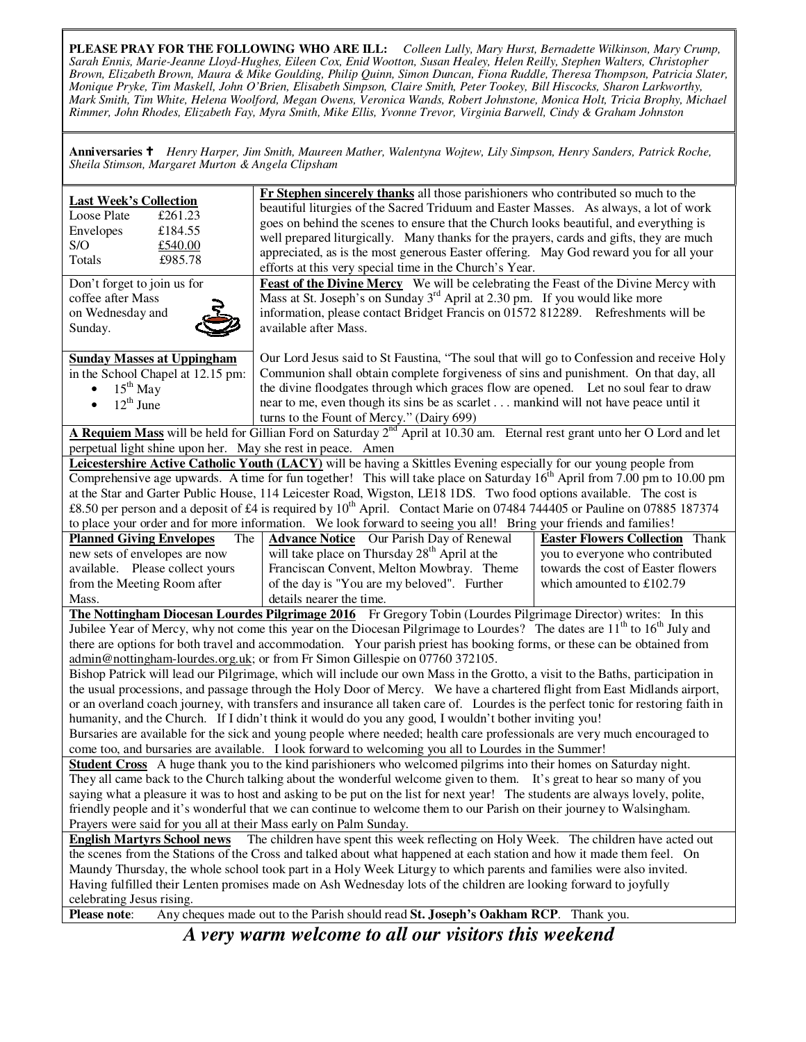**PLEASE PRAY FOR THE FOLLOWING WHO ARE ILL:** *Colleen Lully, Mary Hurst, Bernadette Wilkinson, Mary Crump, Sarah Ennis, Marie-Jeanne Lloyd-Hughes, Eileen Cox, Enid Wootton, Susan Healey, Helen Reilly, Stephen Walters, Christopher Brown, Elizabeth Brown, Maura & Mike Goulding, Philip Quinn, Simon Duncan, Fiona Ruddle, Theresa Thompson, Patricia Slater, Monique Pryke, Tim Maskell, John O'Brien, Elisabeth Simpson, Claire Smith, Peter Tookey, Bill Hiscocks, Sharon Larkworthy, Mark Smith, Tim White, Helena Woolford, Megan Owens, Veronica Wands, Robert Johnstone, Monica Holt, Tricia Brophy, Michael Rimmer, John Rhodes, Elizabeth Fay, Myra Smith, Mike Ellis, Yvonne Trevor, Virginia Barwell, Cindy & Graham Johnston*

**Anniversaries ✝** *Henry Harper, Jim Smith, Maureen Mather, Walentyna Wojtew, Lily Simpson, Henry Sanders, Patrick Roche, Sheila Stimson, Margaret Murton & Angela Clipsham*

**Last Week's Collection**

| | |
|---|---|
| Loose Plate | £261.23 |
| Envelopes | £184.55 |
| S/O | £540.00 |
| Totals | £985.78 |

**Fr Stephen sincerely thanks** all those parishioners who contributed so much to the beautiful liturgies of the Sacred Triduum and Easter Masses. As always, a lot of work goes on behind the scenes to ensure that the Church looks beautiful, and everything is well prepared liturgically. Many thanks for the prayers, cards and gifts, they are much appreciated, as is the most generous Easter offering. May God reward you for all your efforts at this very special time in the Church's Year.

Don't forget to join us for coffee after Mass on Wednesday and Sunday.

**Feast of the Divine Mercy** We will be celebrating the Feast of the Divine Mercy with Mass at St. Joseph's on Sunday 3rd April at 2.30 pm. If you would like more information, please contact Bridget Francis on 01572 812289. Refreshments will be available after Mass.

**Sunday Masses at Uppingham** in the School Chapel at 12.15 pm:

- 15th May
- 12th June

Our Lord Jesus said to St Faustina, "The soul that will go to Confession and receive Holy Communion shall obtain complete forgiveness of sins and punishment. On that day, all the divine floodgates through which graces flow are opened. Let no soul fear to draw near to me, even though its sins be as scarlet . . . mankind will not have peace until it turns to the Fount of Mercy." (Dairy 699)

**A Requiem Mass** will be held for Gillian Ford on Saturday 2nd April at 10.30 am. Eternal rest grant unto her O Lord and let perpetual light shine upon her. May she rest in peace. Amen

**Leicestershire Active Catholic Youth (LACY)** will be having a Skittles Evening especially for our young people from Comprehensive age upwards. A time for fun together! This will take place on Saturday 16th April from 7.00 pm to 10.00 pm at the Star and Garter Public House, 114 Leicester Road, Wigston, LE18 1DS. Two food options available. The cost is £8.50 per person and a deposit of £4 is required by 10th April. Contact Marie on 07484 744405 or Pauline on 07885 187374 to place your order and for more information. We look forward to seeing you all! Bring your friends and families!

**Planned Giving Envelopes** The new sets of envelopes are now available. Please collect yours from the Meeting Room after Mass.

**Advance Notice** Our Parish Day of Renewal will take place on Thursday 28th April at the Franciscan Convent, Melton Mowbray. Theme of the day is "You are my beloved". Further details nearer the time.

**Easter Flowers Collection** Thank you to everyone who contributed towards the cost of Easter flowers which amounted to £102.79

**The Nottingham Diocesan Lourdes Pilgrimage 2016** Fr Gregory Tobin (Lourdes Pilgrimage Director) writes: In this Jubilee Year of Mercy, why not come this year on the Diocesan Pilgrimage to Lourdes? The dates are 11th to 16th July and there are options for both travel and accommodation. Your parish priest has booking forms, or these can be obtained from admin@nottingham-lourdes.org.uk; or from Fr Simon Gillespie on 07760 372105.

Bishop Patrick will lead our Pilgrimage, which will include our own Mass in the Grotto, a visit to the Baths, participation in the usual processions, and passage through the Holy Door of Mercy. We have a chartered flight from East Midlands airport, or an overland coach journey, with transfers and insurance all taken care of. Lourdes is the perfect tonic for restoring faith in humanity, and the Church. If I didn't think it would do you any good, I wouldn't bother inviting you!

Bursaries are available for the sick and young people where needed; health care professionals are very much encouraged to come too, and bursaries are available. I look forward to welcoming you all to Lourdes in the Summer!

**Student Cross** A huge thank you to the kind parishioners who welcomed pilgrims into their homes on Saturday night. They all came back to the Church talking about the wonderful welcome given to them. It's great to hear so many of you saying what a pleasure it was to host and asking to be put on the list for next year! The students are always lovely, polite, friendly people and it's wonderful that we can continue to welcome them to our Parish on their journey to Walsingham. Prayers were said for you all at their Mass early on Palm Sunday.

**English Martyrs School news** The children have spent this week reflecting on Holy Week. The children have acted out the scenes from the Stations of the Cross and talked about what happened at each station and how it made them feel. On Maundy Thursday, the whole school took part in a Holy Week Liturgy to which parents and families were also invited. Having fulfilled their Lenten promises made on Ash Wednesday lots of the children are looking forward to joyfully celebrating Jesus rising.

**Please note**: Any cheques made out to the Parish should read **St. Joseph's Oakham RCP**. Thank you.

***A very warm welcome to all our visitors this weekend***